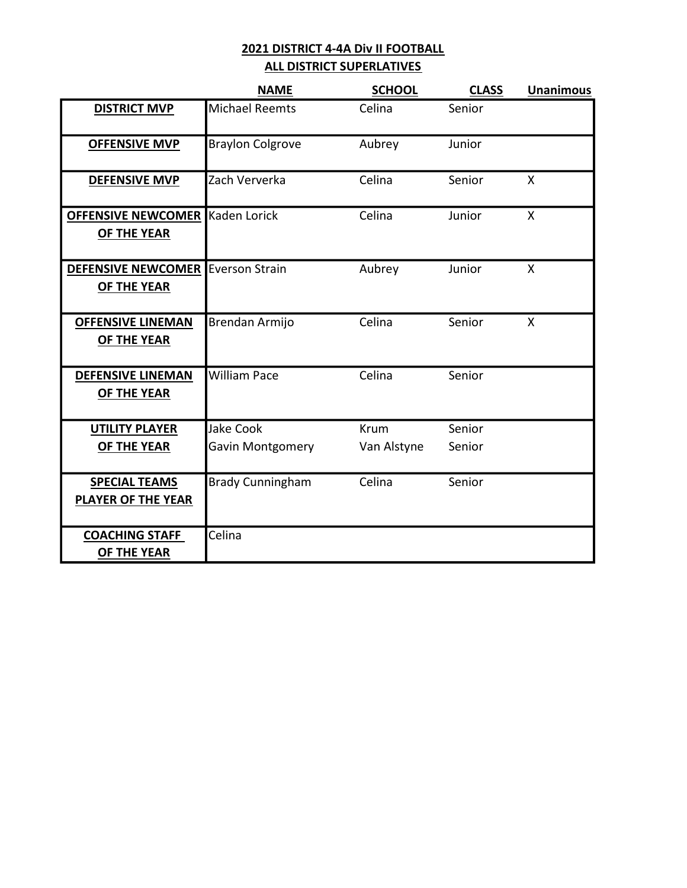## 2021 DISTRICT 4-4A Div II FOOTBALL
## ALL DISTRICT SUPERLATIVES

| | NAME | SCHOOL | CLASS | Unanimous |
|---|---|---|---|---|
| **DISTRICT MVP** | Michael Reemts | Celina | Senior | |
| **OFFENSIVE MVP** | Braylon Colgrove | Aubrey | Junior | |
| **DEFENSIVE MVP** | Zach Ververka | Celina | Senior | X |
| **OFFENSIVE NEWCOMER OF THE YEAR** | Kaden Lorick | Celina | Junior | X |
| **DEFENSIVE NEWCOMER OF THE YEAR** | Everson Strain | Aubrey | Junior | X |
| **OFFENSIVE LINEMAN OF THE YEAR** | Brendan Armijo | Celina | Senior | X |
| **DEFENSIVE LINEMAN OF THE YEAR** | William Pace | Celina | Senior | |
| **UTILITY PLAYER OF THE YEAR** | Jake Cook | Krum | Senior | |
| | Gavin Montgomery | Van Alstyne | Senior | |
| **SPECIAL TEAMS PLAYER OF THE YEAR** | Brady Cunningham | Celina | Senior | |
| **COACHING STAFF OF THE YEAR** | Celina | | | |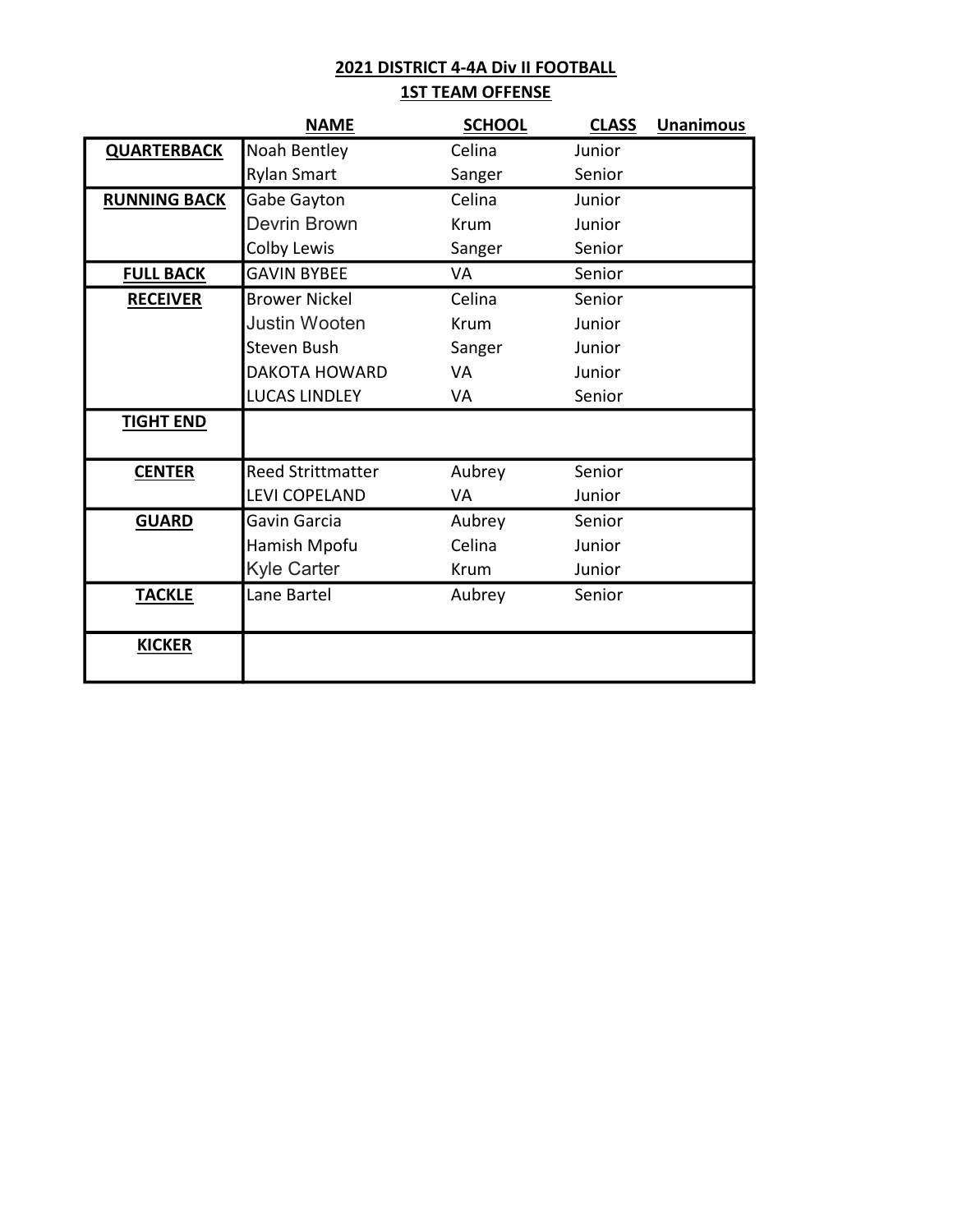## 2021 DISTRICT 4-4A Div II FOOTBALL
## 1ST TEAM OFFENSE

| | NAME | SCHOOL | CLASS | Unanimous |
|---|---|---|---|---|
| **QUARTERBACK** | Noah Bentley | Celina | Junior | |
| | Rylan Smart | Sanger | Senior | |
| **RUNNING BACK** | Gabe Gayton | Celina | Junior | |
| | Devrin Brown | Krum | Junior | |
| | Colby Lewis | Sanger | Senior | |
| **FULL BACK** | GAVIN BYBEE | VA | Senior | |
| **RECEIVER** | Brower Nickel | Celina | Senior | |
| | Justin Wooten | Krum | Junior | |
| | Steven Bush | Sanger | Junior | |
| | DAKOTA HOWARD | VA | Junior | |
| | LUCAS LINDLEY | VA | Senior | |
| **TIGHT END** | | | | |
| **CENTER** | Reed Strittmatter | Aubrey | Senior | |
| | LEVI COPELAND | VA | Junior | |
| **GUARD** | Gavin Garcia | Aubrey | Senior | |
| | Hamish Mpofu | Celina | Junior | |
| | Kyle Carter | Krum | Junior | |
| **TACKLE** | Lane Bartel | Aubrey | Senior | |
| **KICKER** | | | | |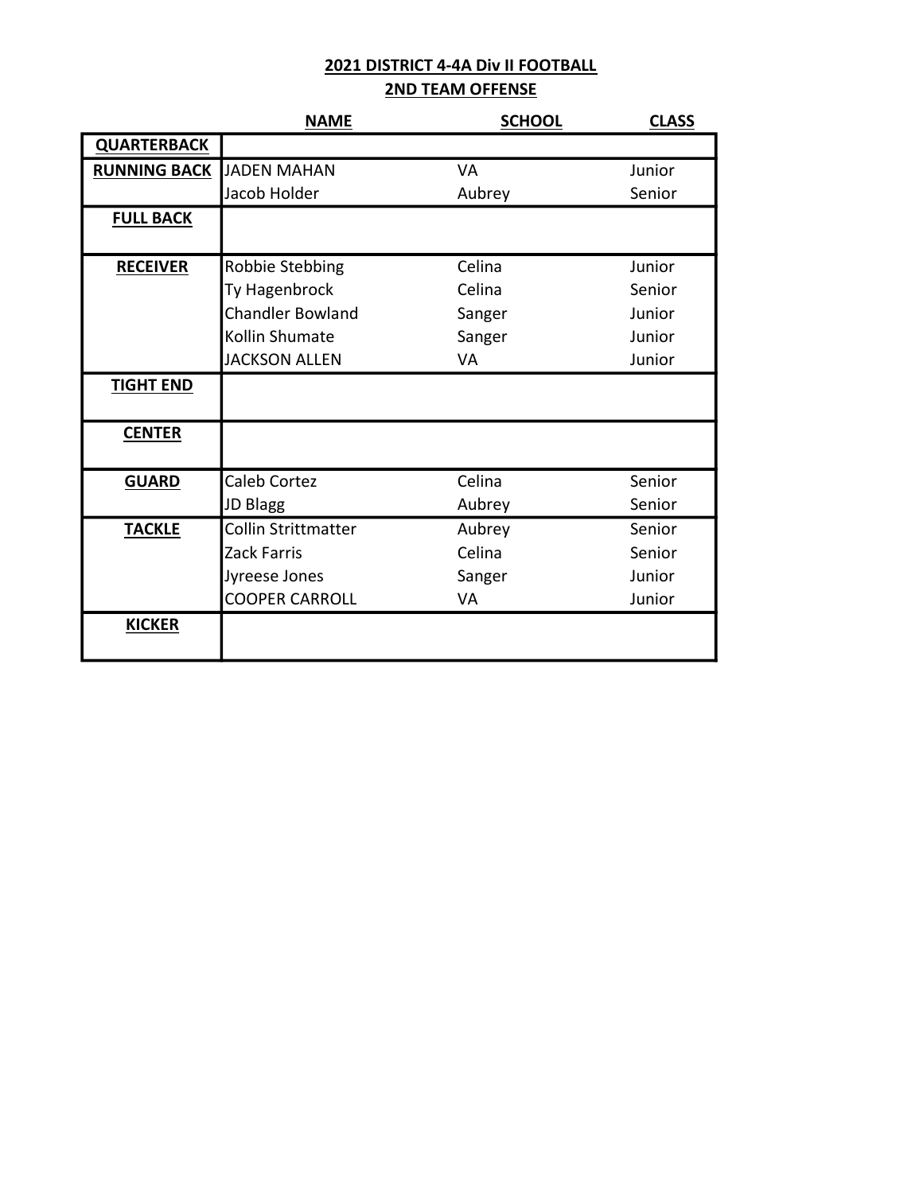## 2021 DISTRICT 4-4A Div II FOOTBALL

## 2ND TEAM OFFENSE

| | NAME | SCHOOL | CLASS |
|---|---|---|---|
| QUARTERBACK | | | |
| RUNNING BACK | JADEN MAHAN | VA | Junior |
| | Jacob Holder | Aubrey | Senior |
| FULL BACK | | | |
| RECEIVER | Robbie Stebbing | Celina | Junior |
| | Ty Hagenbrock | Celina | Senior |
| | Chandler Bowland | Sanger | Junior |
| | Kollin Shumate | Sanger | Junior |
| | JACKSON ALLEN | VA | Junior |
| TIGHT END | | | |
| CENTER | | | |
| GUARD | Caleb Cortez | Celina | Senior |
| | JD Blagg | Aubrey | Senior |
| TACKLE | Collin Strittmatter | Aubrey | Senior |
| | Zack Farris | Celina | Senior |
| | Jyreese Jones | Sanger | Junior |
| | COOPER CARROLL | VA | Junior |
| KICKER | | | |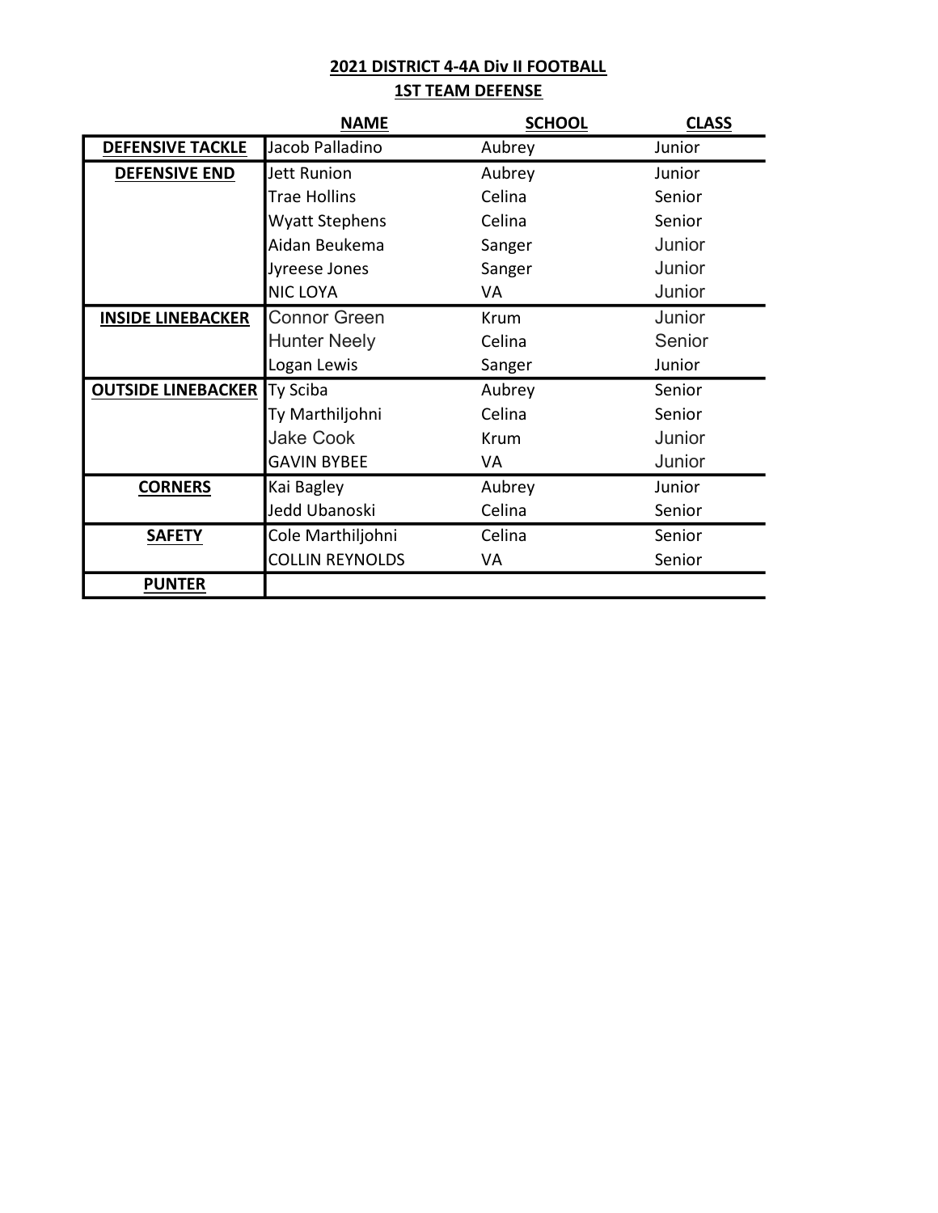## 2021 DISTRICT 4-4A Div II FOOTBALL

### 1ST TEAM DEFENSE

| | NAME | SCHOOL | CLASS |
|---|---|---|---|
| **DEFENSIVE TACKLE** | Jacob Palladino | Aubrey | Junior |
| **DEFENSIVE END** | Jett Runion | Aubrey | Junior |
| | Trae Hollins | Celina | Senior |
| | Wyatt Stephens | Celina | Senior |
| | Aidan Beukema | Sanger | Junior |
| | Jyreese Jones | Sanger | Junior |
| | NIC LOYA | VA | Junior |
| **INSIDE LINEBACKER** | Connor Green | Krum | Junior |
| | Hunter Neely | Celina | Senior |
| | Logan Lewis | Sanger | Junior |
| **OUTSIDE LINEBACKER** | Ty Sciba | Aubrey | Senior |
| | Ty Marthiljohni | Celina | Senior |
| | Jake Cook | Krum | Junior |
| | GAVIN BYBEE | VA | Junior |
| **CORNERS** | Kai Bagley | Aubrey | Junior |
| | Jedd Ubanoski | Celina | Senior |
| **SAFETY** | Cole Marthiljohni | Celina | Senior |
| | COLLIN REYNOLDS | VA | Senior |
| **PUNTER** | | | |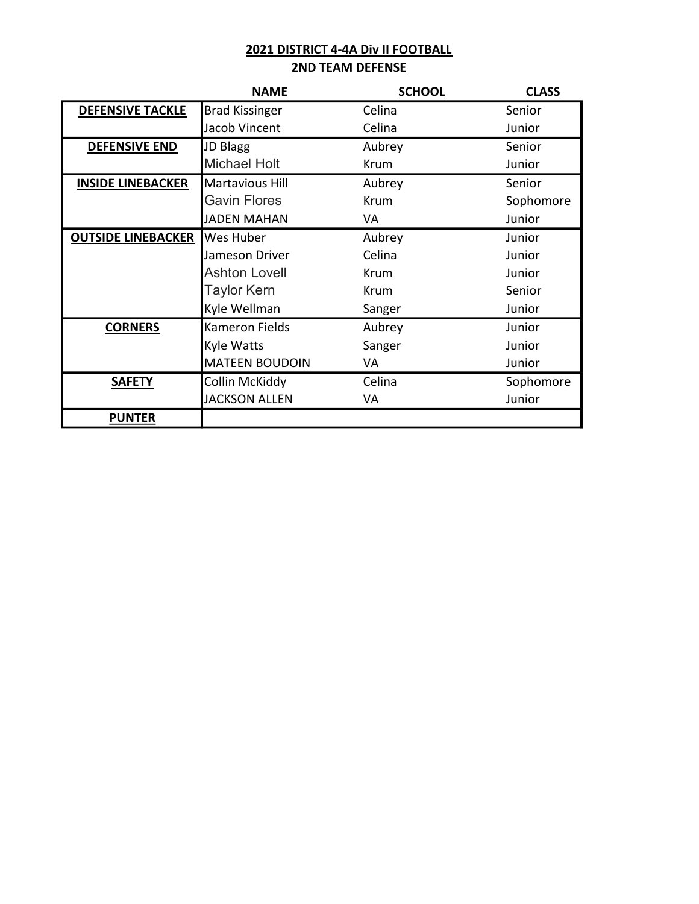**2021 DISTRICT 4-4A Div II FOOTBALL**

**2ND TEAM DEFENSE**

| | NAME | SCHOOL | CLASS |
|---|---|---|---|
| **DEFENSIVE TACKLE** | Brad Kissinger | Celina | Senior |
| | Jacob Vincent | Celina | Junior |
| **DEFENSIVE END** | JD Blagg | Aubrey | Senior |
| | Michael Holt | Krum | Junior |
| **INSIDE LINEBACKER** | Martavious Hill | Aubrey | Senior |
| | Gavin Flores | Krum | Sophomore |
| | JADEN MAHAN | VA | Junior |
| **OUTSIDE LINEBACKER** | Wes Huber | Aubrey | Junior |
| | Jameson Driver | Celina | Junior |
| | Ashton Lovell | Krum | Junior |
| | Taylor Kern | Krum | Senior |
| | Kyle Wellman | Sanger | Junior |
| **CORNERS** | Kameron Fields | Aubrey | Junior |
| | Kyle Watts | Sanger | Junior |
| | MATEEN BOUDOIN | VA | Junior |
| **SAFETY** | Collin McKiddy | Celina | Sophomore |
| | JACKSON ALLEN | VA | Junior |
| **PUNTER** | | | |